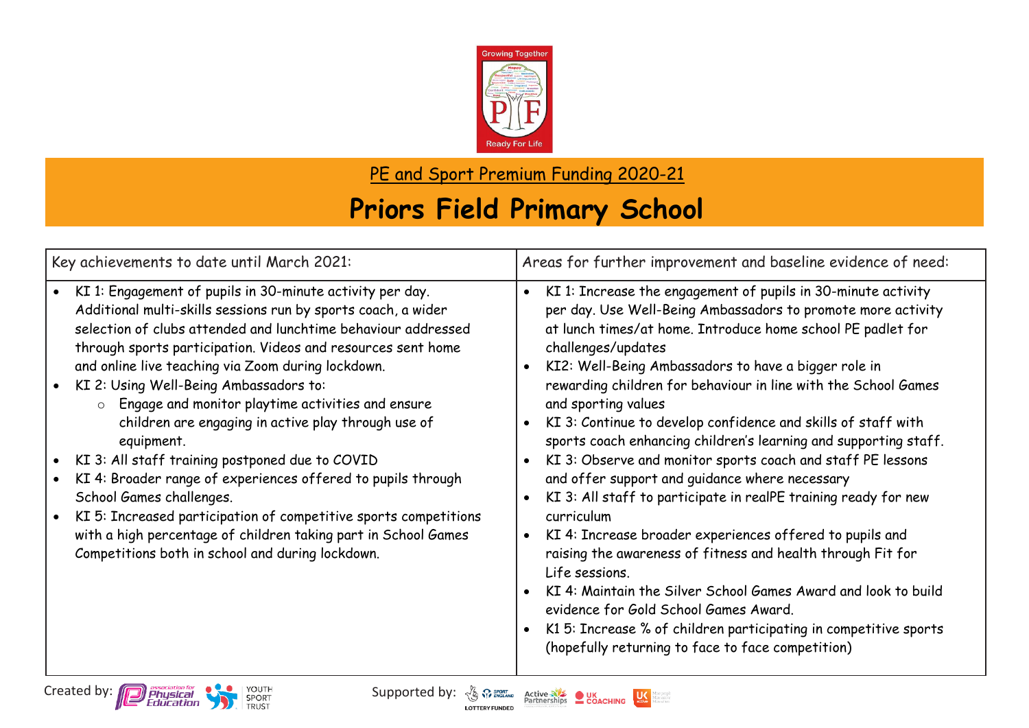PE and Sport Premium Funding 2020-21

# Priors Field Primary School

| Key achievements to date until March 2021: | Areas for further improvement and baseline evidence of need: |
| --- | --- |
| • KI 1: Engagement of pupils in 30-minute activity per day. Additional multi-skills sessions run by sports coach, a wider selection of clubs attended and lunchtime behaviour addressed through sports participation. Videos and resources sent home and online live teaching via Zoom during lockdown.<br>• KI 2: Using Well-Being Ambassadors to:<br>  ○ Engage and monitor playtime activities and ensure children are engaging in active play through use of equipment.<br>• KI 3: All staff training postponed due to COVID<br>• KI 4: Broader range of experiences offered to pupils through School Games challenges.<br>• KI 5: Increased participation of competitive sports competitions with a high percentage of children taking part in School Games Competitions both in school and during lockdown. | • KI 1: Increase the engagement of pupils in 30-minute activity per day. Use Well-Being Ambassadors to promote more activity at lunch times/at home. Introduce home school PE padlet for challenges/updates<br>• KI2: Well-Being Ambassadors to have a bigger role in rewarding children for behaviour in line with the School Games and sporting values<br>• KI 3: Continue to develop confidence and skills of staff with sports coach enhancing children's learning and supporting staff.<br>• KI 3: Observe and monitor sports coach and staff PE lessons and offer support and guidance where necessary<br>• KI 3: All staff to participate in realPE training ready for new curriculum<br>• KI 4: Increase broader experiences offered to pupils and raising the awareness of fitness and health through Fit for Life sessions.<br>• KI 4: Maintain the Silver School Games Award and look to build evidence for Gold School Games Award.<br>• K1 5: Increase % of children participating in competitive sports (hopefully returning to face to face competition) |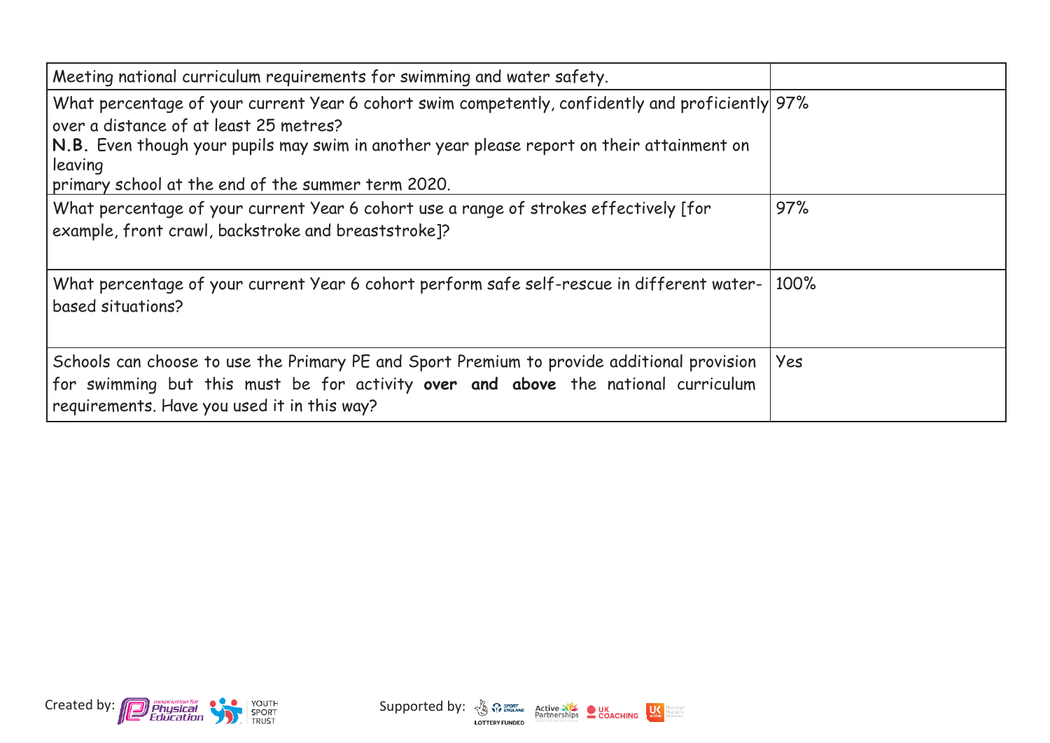| Meeting national curriculum requirements for swimming and water safety. | |
|---|---|
| What percentage of your current Year 6 cohort swim competently, confidently and proficiently over a distance of at least 25 metres?<br>**N.B.** Even though your pupils may swim in another year please report on their attainment on leaving<br>primary school at the end of the summer term 2020. | 97% |
| What percentage of your current Year 6 cohort use a range of strokes effectively [for example, front crawl, backstroke and breaststroke]? | 97% |
| What percentage of your current Year 6 cohort perform safe self-rescue in different water-based situations? | 100% |
| Schools can choose to use the Primary PE and Sport Premium to provide additional provision for swimming but this must be for activity **over and above** the national curriculum requirements. Have you used it in this way? | Yes |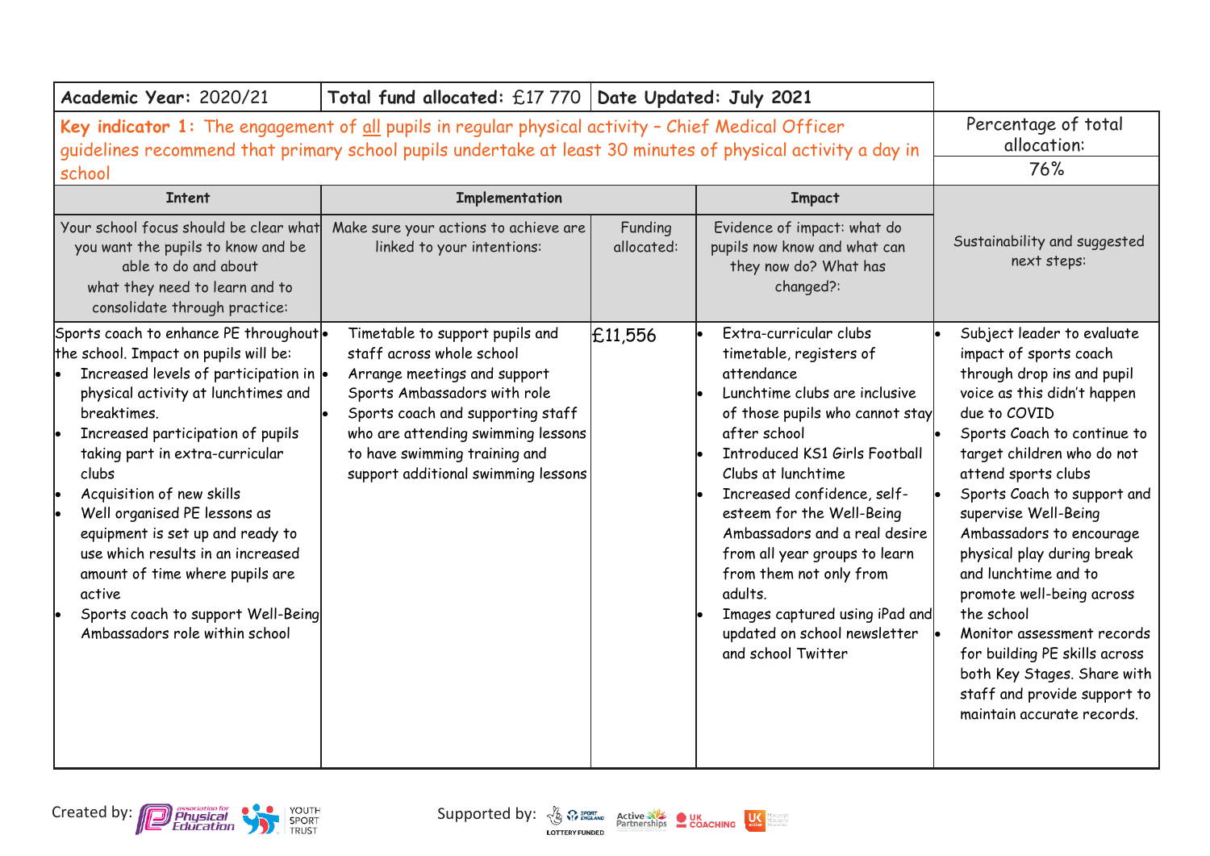| Academic Year: 2020/21 | Total fund allocated: £17 770 | Date Updated: July 2021 | | |
|---|---|---|---|---|
| **Key indicator 1:** The engagement of all pupils in regular physical activity – Chief Medical Officer guidelines recommend that primary school pupils undertake at least 30 minutes of physical activity a day in school | | | | Percentage of total allocation: 76% |
| **Intent** | **Implementation** | | **Impact** | |
| Your school focus should be clear what you want the pupils to know and be able to do and about what they need to learn and to consolidate through practice: | Make sure your actions to achieve are linked to your intentions: | Funding allocated: | Evidence of impact: what do pupils now know and what can they now do? What has changed?: | Sustainability and suggested next steps: |
| Sports coach to enhance PE throughout the school. Impact on pupils will be:<br>• Increased levels of participation in physical activity at lunchtimes and breaktimes.<br>• Increased participation of pupils taking part in extra-curricular clubs<br>• Acquisition of new skills<br>• Well organised PE lessons as equipment is set up and ready to use which results in an increased amount of time where pupils are active<br>• Sports coach to support Well-Being Ambassadors role within school | • Timetable to support pupils and staff across whole school<br>• Arrange meetings and support Sports Ambassadors with role<br>• Sports coach and supporting staff who are attending swimming lessons to have swimming training and support additional swimming lessons | £11,556 | • Extra-curricular clubs timetable, registers of attendance<br>• Lunchtime clubs are inclusive of those pupils who cannot stay after school<br>• Introduced KS1 Girls Football Clubs at lunchtime<br>• Increased confidence, self-esteem for the Well-Being Ambassadors and a real desire from all year groups to learn from them not only from adults.<br>• Images captured using iPad and updated on school newsletter and school Twitter | • Subject leader to evaluate impact of sports coach through drop ins and pupil voice as this didn't happen due to COVID<br>• Sports Coach to continue to target children who do not attend sports clubs<br>• Sports Coach to support and supervise Well-Being Ambassadors to encourage physical play during break and lunchtime and to promote well-being across the school<br>• Monitor assessment records for building PE skills across both Key Stages. Share with staff and provide support to maintain accurate records. |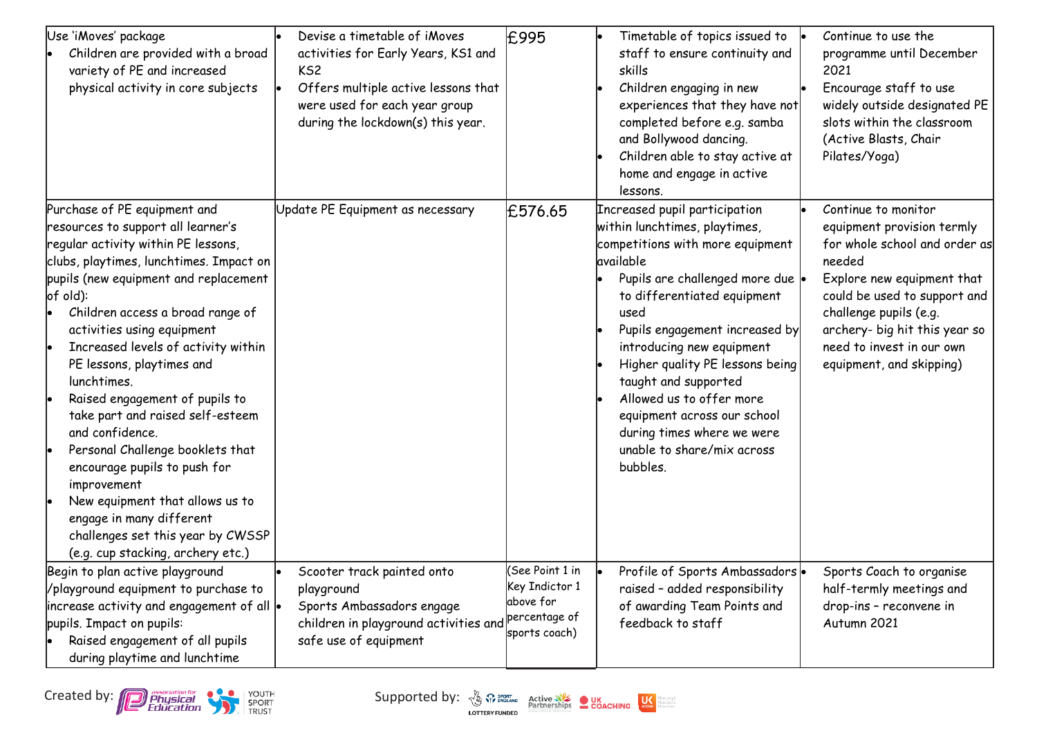| | | | | |
|---|---|---|---|---|
| Use 'iMoves' package<br>• Children are provided with a broad variety of PE and increased physical activity in core subjects | • Devise a timetable of iMoves activities for Early Years, KS1 and KS2<br>• Offers multiple active lessons that were used for each year group during the lockdown(s) this year. | £995 | • Timetable of topics issued to staff to ensure continuity and skills<br>• Children engaging in new experiences that they have not completed before e.g. samba and Bollywood dancing.<br>• Children able to stay active at home and engage in active lessons. | • Continue to use the programme until December 2021<br>• Encourage staff to use widely outside designated PE slots within the classroom (Active Blasts, Chair Pilates/Yoga) |
| Purchase of PE equipment and resources to support all learner's regular activity within PE lessons, clubs, playtimes, lunchtimes. Impact on pupils (new equipment and replacement of old):<br>• Children access a broad range of activities using equipment<br>• Increased levels of activity within PE lessons, playtimes and lunchtimes.<br>• Raised engagement of pupils to take part and raised self-esteem and confidence.<br>• Personal Challenge booklets that encourage pupils to push for improvement<br>• New equipment that allows us to engage in many different challenges set this year by CWSSP (e.g. cup stacking, archery etc.) | Update PE Equipment as necessary | £576.65 | Increased pupil participation within lunchtimes, playtimes, competitions with more equipment available<br>• Pupils are challenged more due to differentiated equipment used<br>• Pupils engagement increased by introducing new equipment<br>• Higher quality PE lessons being taught and supported<br>• Allowed us to offer more equipment across our school during times where we were unable to share/mix across bubbles. | • Continue to monitor equipment provision termly for whole school and order as needed<br>• Explore new equipment that could be used to support and challenge pupils (e.g. archery- big hit this year so need to invest in our own equipment, and skipping) |
| Begin to plan active playground /playground equipment to purchase to increase activity and engagement of all pupils. Impact on pupils:<br>• Raised engagement of all pupils during playtime and lunchtime | • Scooter track painted onto playground<br>• Sports Ambassadors engage children in playground activities and safe use of equipment | (See Point 1 in Key Indictor 1 above for percentage of sports coach) | • Profile of Sports Ambassadors raised – added responsibility of awarding Team Points and feedback to staff | • Sports Coach to organise half-termly meetings and drop-ins – reconvene in Autumn 2021 |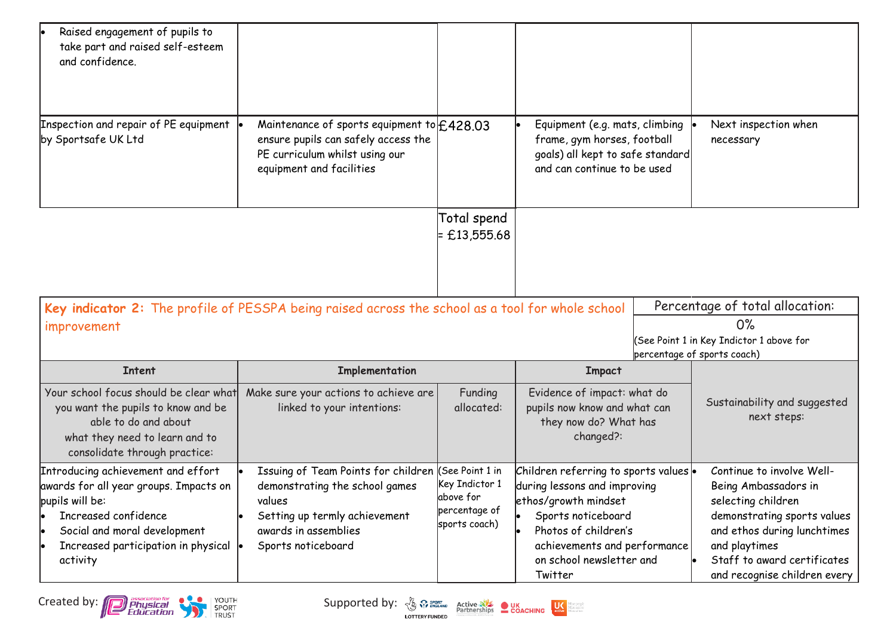| | | | | |
|---|---|---|---|---|
| • Raised engagement of pupils to take part and raised self-esteem and confidence. | | | | |
| Inspection and repair of PE equipment by Sportsafe UK Ltd | • Maintenance of sports equipment to ensure pupils can safely access the PE curriculum whilst using our equipment and facilities | £428.03 | • Equipment (e.g. mats, climbing frame, gym horses, football goals) all kept to safe standard and can continue to be used | • Next inspection when necessary |
| | | Total spend = £13,555.68 | | |

| **Key indicator 2:** The profile of PESSPA being raised across the school as a tool for whole school improvement | | | | Percentage of total allocation:<br>0%<br>(See Point 1 in Key Indictor 1 above for percentage of sports coach) |
|---|---|---|---|---|
| **Intent** | **Implementation** | | **Impact** | |
| Your school focus should be clear what you want the pupils to know and be able to do and about what they need to learn and to consolidate through practice: | Make sure your actions to achieve are linked to your intentions: | Funding allocated: | Evidence of impact: what do pupils now know and what can they now do? What has changed?: | Sustainability and suggested next steps: |
| Introducing achievement and effort awards for all year groups. Impacts on pupils will be:<br>• Increased confidence<br>• Social and moral development<br>• Increased participation in physical activity | • Issuing of Team Points for children demonstrating the school games values<br>• Setting up termly achievement awards in assemblies<br>• Sports noticeboard | (See Point 1 in Key Indictor 1 above for percentage of sports coach) | Children referring to sports values during lessons and improving ethos/growth mindset<br>• Sports noticeboard<br>• Photos of children's achievements and performance on school newsletter and Twitter | • Continue to involve Well-Being Ambassadors in selecting children demonstrating sports values and ethos during lunchtimes and playtimes<br>• Staff to award certificates and recognise children every |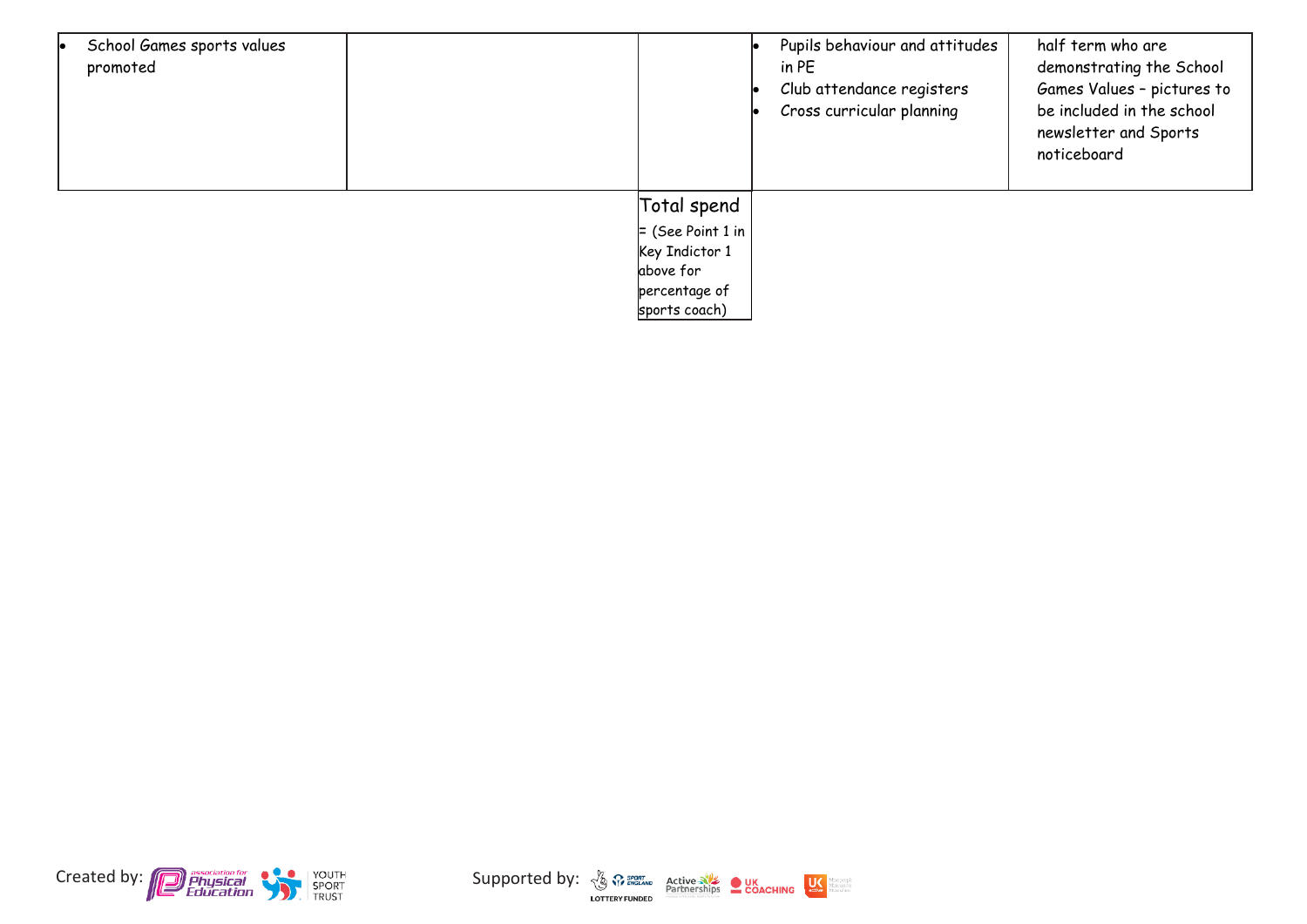| | | | | |
|---|---|---|---|---|
| • School Games sports values promoted | | | • Pupils behaviour and attitudes in PE<br>• Club attendance registers<br>• Cross curricular planning | half term who are demonstrating the School Games Values – pictures to be included in the school newsletter and Sports noticeboard |
| | | Total spend = (See Point 1 in Key Indictor 1 above for percentage of sports coach) | | |

Created by: Association for Physical Education, Youth Sport Trust

Supported by: Sport England Lottery Funded, Active Partnerships, UK Coaching, UK Active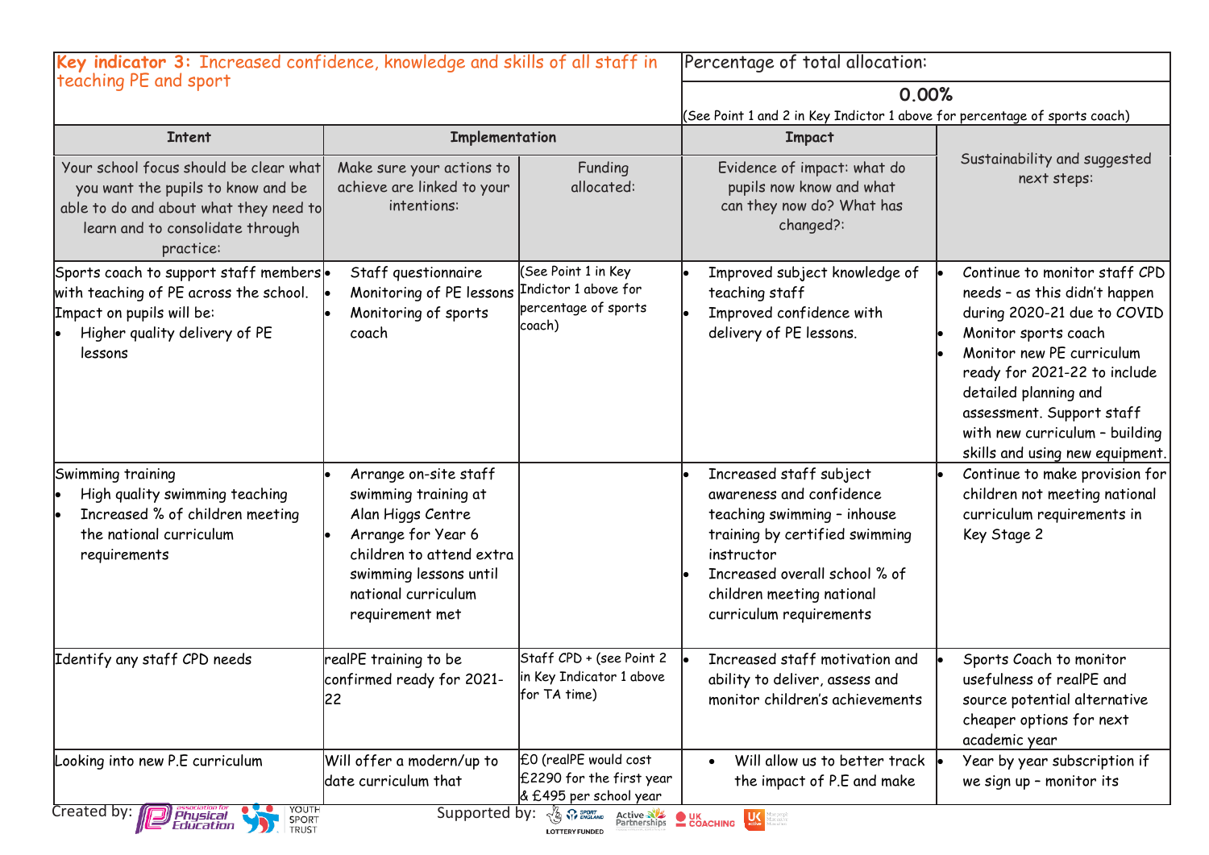| **Key indicator 3:** Increased confidence, knowledge and skills of all staff in teaching PE and sport | | | Percentage of total allocation: | |
|---|---|---|---|---|
| | | | **0.00%** (See Point 1 and 2 in Key Indictor 1 above for percentage of sports coach) | |
| **Intent** | **Implementation** | | **Impact** | |
| Your school focus should be clear what you want the pupils to know and be able to do and about what they need to learn and to consolidate through practice: | Make sure your actions to achieve are linked to your intentions: | Funding allocated: | Evidence of impact: what do pupils now know and what can they now do? What has changed?: | Sustainability and suggested next steps: |
| Sports coach to support staff members with teaching of PE across the school. Impact on pupils will be: • Higher quality delivery of PE lessons | • Staff questionnaire • Monitoring of PE lessons • Monitoring of sports coach | (See Point 1 in Key Indictor 1 above for percentage of sports coach) | • Improved subject knowledge of teaching staff • Improved confidence with delivery of PE lessons. | • Continue to monitor staff CPD needs – as this didn't happen during 2020-21 due to COVID • Monitor sports coach • Monitor new PE curriculum ready for 2021-22 to include detailed planning and assessment. Support staff with new curriculum – building skills and using new equipment. |
| Swimming training • High quality swimming teaching • Increased % of children meeting the national curriculum requirements | • Arrange on-site staff swimming training at Alan Higgs Centre • Arrange for Year 6 children to attend extra swimming lessons until national curriculum requirement met | | • Increased staff subject awareness and confidence teaching swimming – inhouse training by certified swimming instructor • Increased overall school % of children meeting national curriculum requirements | • Continue to make provision for children not meeting national curriculum requirements in Key Stage 2 |
| Identify any staff CPD needs | realPE training to be confirmed ready for 2021-22 | Staff CPD + (see Point 2 in Key Indicator 1 above for TA time) | • Increased staff motivation and ability to deliver, assess and monitor children's achievements | • Sports Coach to monitor usefulness of realPE and source potential alternative cheaper options for next academic year |
| Looking into new P.E curriculum | Will offer a modern/up to date curriculum that | £0 (realPE would cost £2290 for the first year & £495 per school year | • Will allow us to better track the impact of P.E and make | • Year by year subscription if we sign up – monitor its |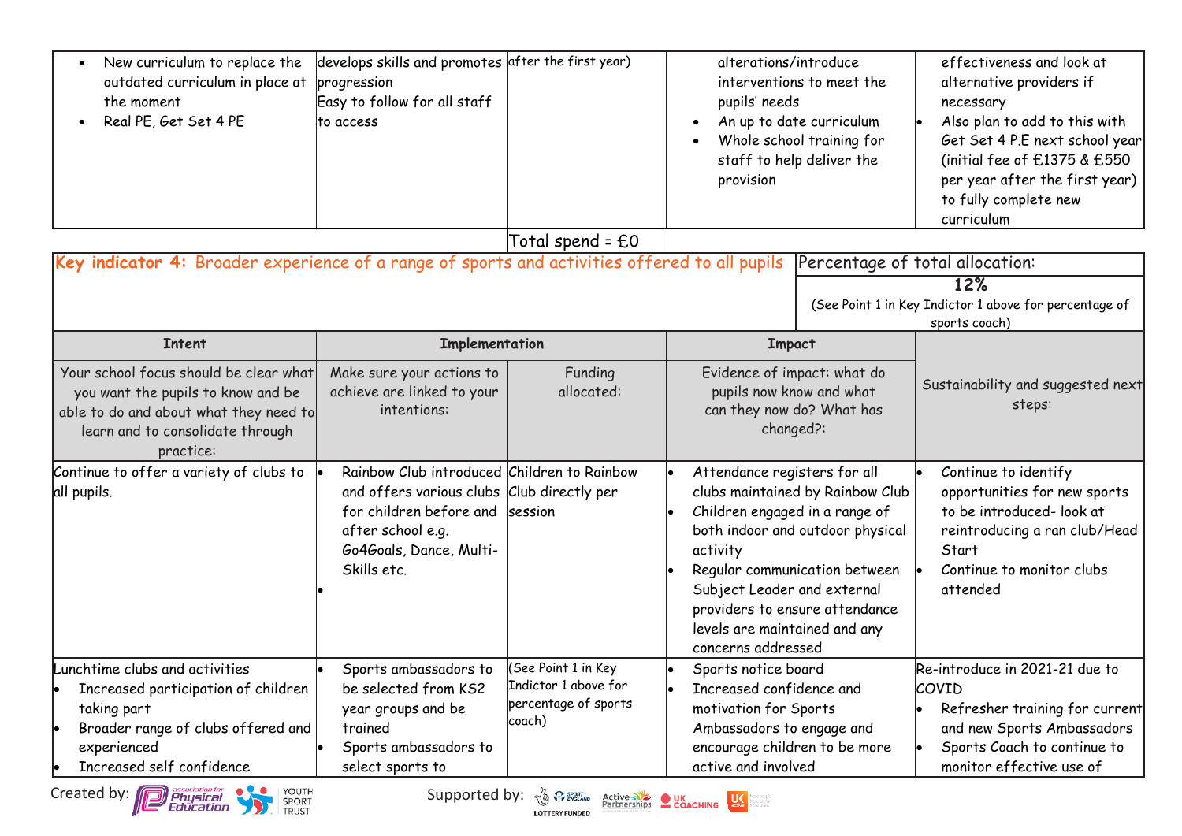| | | | | |
|---|---|---|---|---|
| • New curriculum to replace the outdated curriculum in place at the moment<br>• Real PE, Get Set 4 PE | develops skills and promotes progression<br>Easy to follow for all staff to access | after the first year) | alterations/introduce interventions to meet the pupils' needs<br>• An up to date curriculum<br>• Whole school training for staff to help deliver the provision | effectiveness and look at alternative providers if necessary<br>• Also plan to add to this with Get Set 4 P.E next school year (initial fee of £1375 & £550 per year after the first year) to fully complete new curriculum |
| | | Total spend = £0 | | |

| **Key indicator 4:** Broader experience of a range of sports and activities offered to all pupils | | | | Percentage of total allocation: **12%** (See Point 1 in Key Indictor 1 above for percentage of sports coach) |
|---|---|---|---|---|
| **Intent** | **Implementation** | | **Impact** | |
| Your school focus should be clear what you want the pupils to know and be able to do and about what they need to learn and to consolidate through practice: | Make sure your actions to achieve are linked to your intentions: | Funding allocated: | Evidence of impact: what do pupils now know and what can they now do? What has changed?: | Sustainability and suggested next steps: |
| Continue to offer a variety of clubs to all pupils. | • Rainbow Club introduced and offers various clubs for children before and after school e.g. Go4Goals, Dance, Multi-Skills etc.<br>• | Children to Rainbow Club directly per session | • Attendance registers for all clubs maintained by Rainbow Club<br>• Children engaged in a range of both indoor and outdoor physical activity<br>• Regular communication between Subject Leader and external providers to ensure attendance levels are maintained and any concerns addressed | • Continue to identify opportunities for new sports to be introduced- look at reintroducing a ran club/Head Start<br>• Continue to monitor clubs attended |
| Lunchtime clubs and activities<br>• Increased participation of children taking part<br>• Broader range of clubs offered and experienced<br>• Increased self confidence | • Sports ambassadors to be selected from KS2 year groups and be trained<br>• Sports ambassadors to select sports to | (See Point 1 in Key Indictor 1 above for percentage of sports coach) | • Sports notice board<br>• Increased confidence and motivation for Sports Ambassadors to engage and encourage children to be more active and involved | Re-introduce in 2021-21 due to COVID<br>• Refresher training for current and new Sports Ambassadors<br>• Sports Coach to continue to monitor effective use of |

Created by: association for Physical Education, Youth Sport Trust    Supported by: Sport England (Lottery Funded), Active Partnerships, UK Coaching, UK Active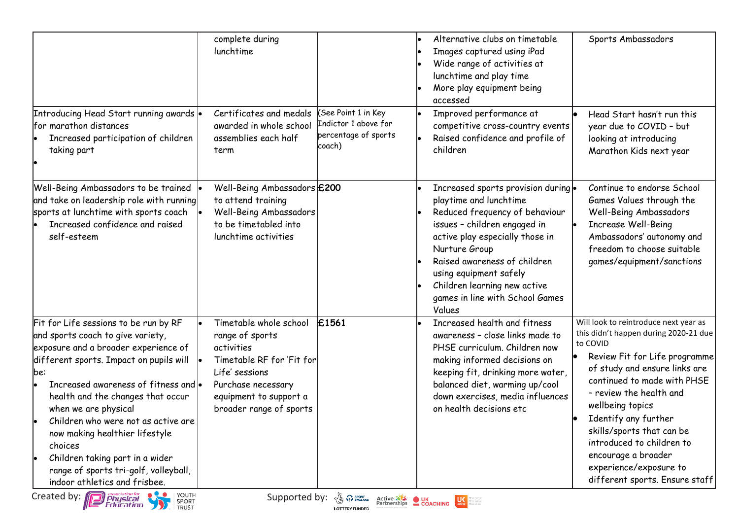| | | | | |
|---|---|---|---|---|
| | complete during lunchtime | | • Alternative clubs on timetable<br>• Images captured using iPad<br>• Wide range of activities at lunchtime and play time<br>• More play equipment being accessed | Sports Ambassadors |
| Introducing Head Start running awards for marathon distances<br>• Increased participation of children taking part<br>• | • Certificates and medals awarded in whole school assemblies each half term | (See Point 1 in Key Indictor 1 above for percentage of sports coach) | • Improved performance at competitive cross-country events<br>• Raised confidence and profile of children | • Head Start hasn't run this year due to COVID – but looking at introducing Marathon Kids next year |
| Well-Being Ambassadors to be trained and take on leadership role with running sports at lunchtime with sports coach<br>• Increased confidence and raised self-esteem | • Well-Being Ambassadors to attend training<br>• Well-Being Ambassadors to be timetabled into lunchtime activities | **£200** | • Increased sports provision during playtime and lunchtime<br>• Reduced frequency of behaviour issues – children engaged in active play especially those in Nurture Group<br>• Raised awareness of children using equipment safely<br>• Children learning new active games in line with School Games Values | • Continue to endorse School Games Values through the Well-Being Ambassadors<br>• Increase Well-Being Ambassadors' autonomy and freedom to choose suitable games/equipment/sanctions |
| Fit for Life sessions to be run by RF and sports coach to give variety, exposure and a broader experience of different sports. Impact on pupils will be:<br>• Increased awareness of fitness and health and the changes that occur when we are physical<br>• Children who were not as active are now making healthier lifestyle choices<br>• Children taking part in a wider range of sports tri-golf, volleyball, indoor athletics and frisbee. | • Timetable whole school range of sports activities<br>• Timetable RF for 'Fit for Life' sessions<br>• Purchase necessary equipment to support a broader range of sports | **£1561** | • Increased health and fitness awareness – close links made to PHSE curriculum. Children now making informed decisions on keeping fit, drinking more water, balanced diet, warming up/cool down exercises, media influences on health decisions etc | Will look to reintroduce next year as this didn't happen during 2020-21 due to COVID<br>• Review Fit for Life programme of study and ensure links are continued to made with PHSE – review the health and wellbeing topics<br>• Identify any further skills/sports that can be introduced to children to encourage a broader experience/exposure to different sports. Ensure staff |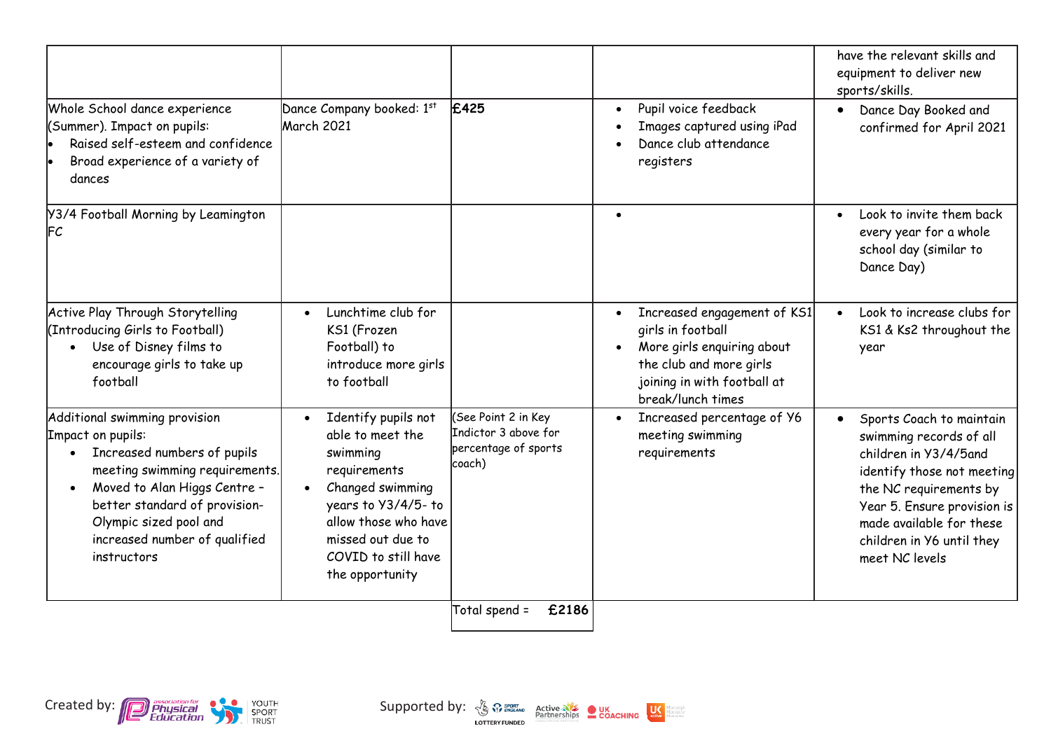| | | | | |
|---|---|---|---|---|
| | | | | have the relevant skills and equipment to deliver new sports/skills. |
| Whole School dance experience (Summer). Impact on pupils:<br>• Raised self-esteem and confidence<br>• Broad experience of a variety of dances | Dance Company booked: 1st March 2021 | **£425** | • Pupil voice feedback<br>• Images captured using iPad<br>• Dance club attendance registers | • Dance Day Booked and confirmed for April 2021 |
| Y3/4 Football Morning by Leamington FC | | | • | • Look to invite them back every year for a whole school day (similar to Dance Day) |
| Active Play Through Storytelling (Introducing Girls to Football)<br>• Use of Disney films to encourage girls to take up football | • Lunchtime club for KS1 (Frozen Football) to introduce more girls to football | | • Increased engagement of KS1 girls in football<br>• More girls enquiring about the club and more girls joining in with football at break/lunch times | • Look to increase clubs for KS1 & Ks2 throughout the year |
| Additional swimming provision Impact on pupils:<br>• Increased numbers of pupils meeting swimming requirements.<br>• Moved to Alan Higgs Centre – better standard of provision- Olympic sized pool and increased number of qualified instructors | • Identify pupils not able to meet the swimming requirements<br>• Changed swimming years to Y3/4/5- to allow those who have missed out due to COVID to still have the opportunity | (See Point 2 in Key Indictor 3 above for percentage of sports coach) | • Increased percentage of Y6 meeting swimming requirements | • Sports Coach to maintain swimming records of all children in Y3/4/5and identify those not meeting the NC requirements by Year 5. Ensure provision is made available for these children in Y6 until they meet NC levels |
| | | Total spend = **£2186** | | |

Created by: Association for Physical Education, Youth Sport Trust

Supported by: Sport England (Lottery Funded), Active Partnerships, UK Coaching, UK Active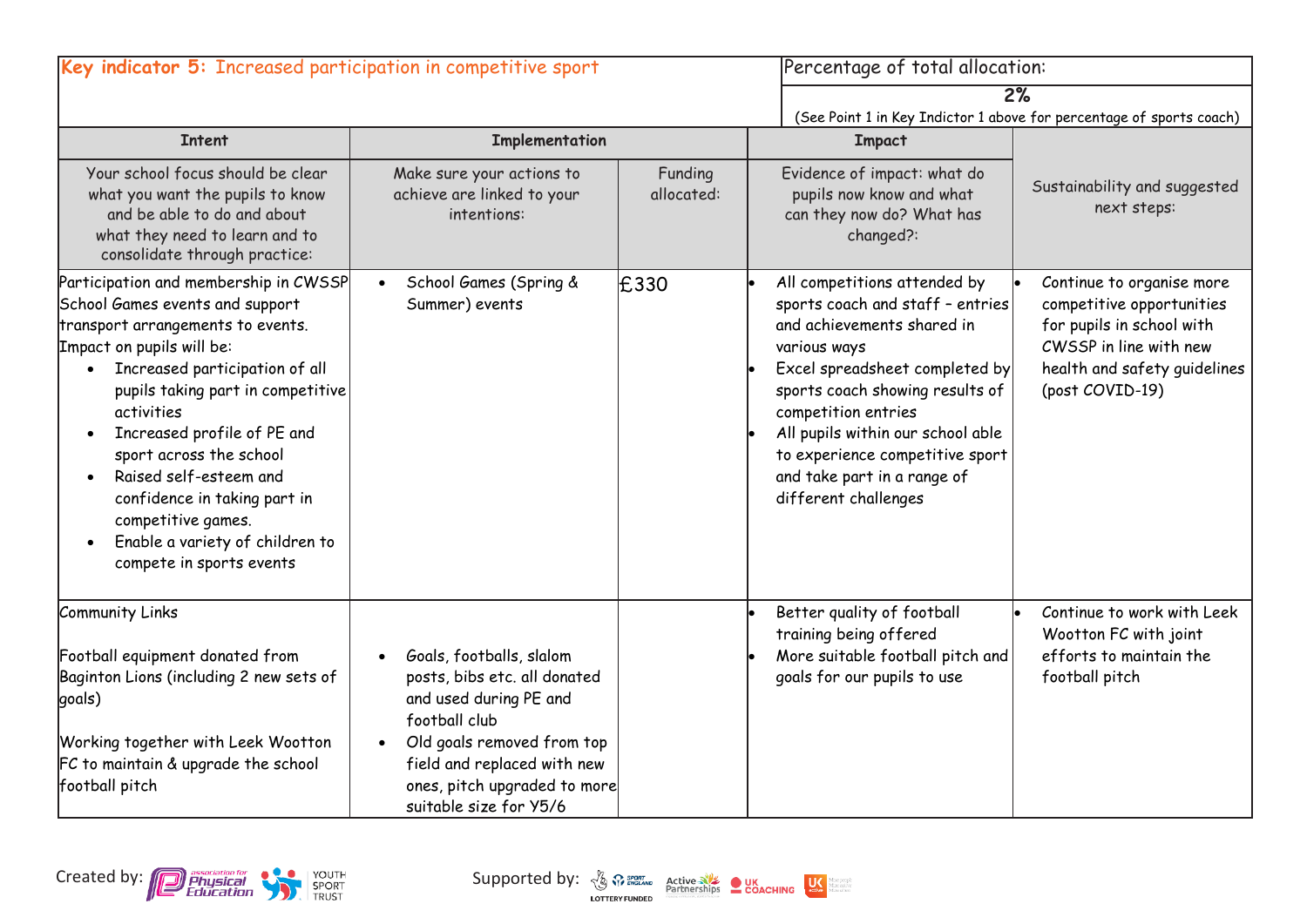| **Key indicator 5:** Increased participation in competitive sport | | | | Percentage of total allocation: |
|---|---|---|---|---|
| | | | | **2%**<br>(See Point 1 in Key Indictor 1 above for percentage of sports coach) |
| **Intent** | **Implementation** | | **Impact** | |
| Your school focus should be clear what you want the pupils to know and be able to do and about what they need to learn and to consolidate through practice: | Make sure your actions to achieve are linked to your intentions: | Funding allocated: | Evidence of impact: what do pupils now know and what can they now do? What has changed?: | Sustainability and suggested next steps: |
| Participation and membership in CWSSP School Games events and support transport arrangements to events.<br>Impact on pupils will be:<br>• Increased participation of all pupils taking part in competitive activities<br>• Increased profile of PE and sport across the school<br>• Raised self-esteem and confidence in taking part in competitive games.<br>• Enable a variety of children to compete in sports events | • School Games (Spring & Summer) events | £330 | • All competitions attended by sports coach and staff – entries and achievements shared in various ways<br>• Excel spreadsheet completed by sports coach showing results of competition entries<br>• All pupils within our school able to experience competitive sport and take part in a range of different challenges | • Continue to organise more competitive opportunities for pupils in school with CWSSP in line with new health and safety guidelines (post COVID-19) |
| Community Links<br><br>Football equipment donated from Baginton Lions (including 2 new sets of goals)<br><br>Working together with Leek Wootton FC to maintain & upgrade the school football pitch | • Goals, footballs, slalom posts, bibs etc. all donated and used during PE and football club<br>• Old goals removed from top field and replaced with new ones, pitch upgraded to more suitable size for Y5/6 | | • Better quality of football training being offered<br>• More suitable football pitch and goals for our pupils to use | • Continue to work with Leek Wootton FC with joint efforts to maintain the football pitch |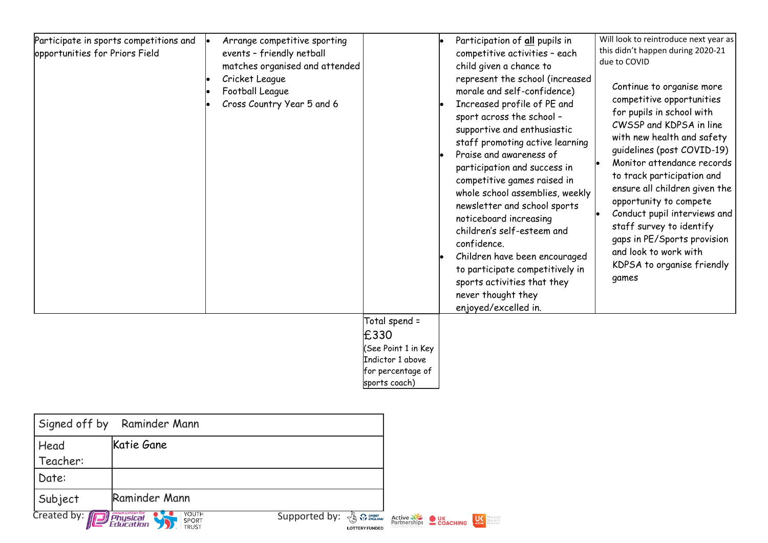| | | | | |
|---|---|---|---|---|
| Participate in sports competitions and opportunities for Priors Field | • Arrange competitive sporting events – friendly netball matches organised and attended<br>• Cricket League<br>• Football League<br>• Cross Country Year 5 and 6 | | • Participation of **all** pupils in competitive activities – each child given a chance to represent the school (increased morale and self-confidence)<br>• Increased profile of PE and sport across the school – supportive and enthusiastic staff promoting active learning<br>• Praise and awareness of participation and success in competitive games raised in whole school assemblies, weekly newsletter and school sports noticeboard increasing children's self-esteem and confidence.<br>• Children have been encouraged to participate competitively in sports activities that they never thought they enjoyed/excelled in. | Will look to reintroduce next year as this didn't happen during 2020-21 due to COVID<br><br>Continue to organise more competitive opportunities for pupils in school with CWSSP and KDPSA in line with new health and safety guidelines (post COVID-19)<br>• Monitor attendance records to track participation and ensure all children given the opportunity to compete<br>• Conduct pupil interviews and staff survey to identify gaps in PE/Sports provision and look to work with KDPSA to organise friendly games |
| | | Total spend = £330 (See Point 1 in Key Indictor 1 above for percentage of sports coach) | | |

| Signed off by | Raminder Mann |
|---|---|
| Head Teacher: | Katie Gane |
| Date: | |
| Subject | Raminder Mann |

Created by: Association for Physical Education, Youth Sport Trust    Supported by: Sport England, Active Partnerships, UK Coaching, UK Active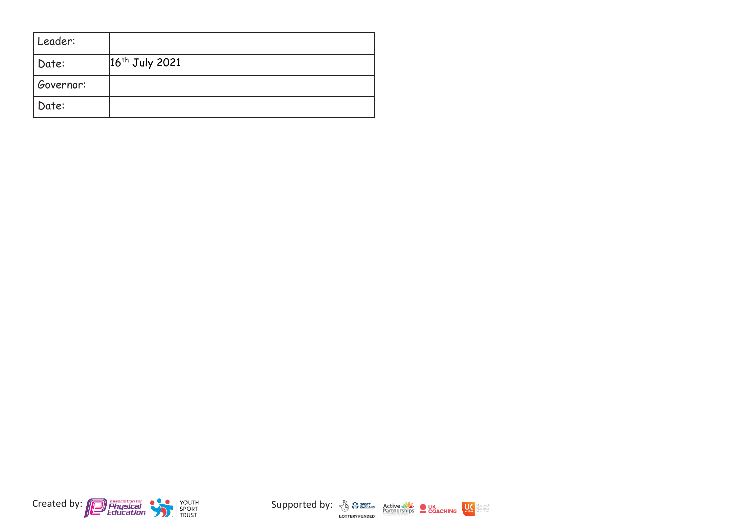| | |
|---|---|
| Leader: | |
| Date: | 16th July 2021 |
| Governor: | |
| Date: | |

Created by: Physical Education, Youth Sport Trust

Supported by: Sport England, Lottery Funded, Active Partnerships, UK Coaching, UK Active